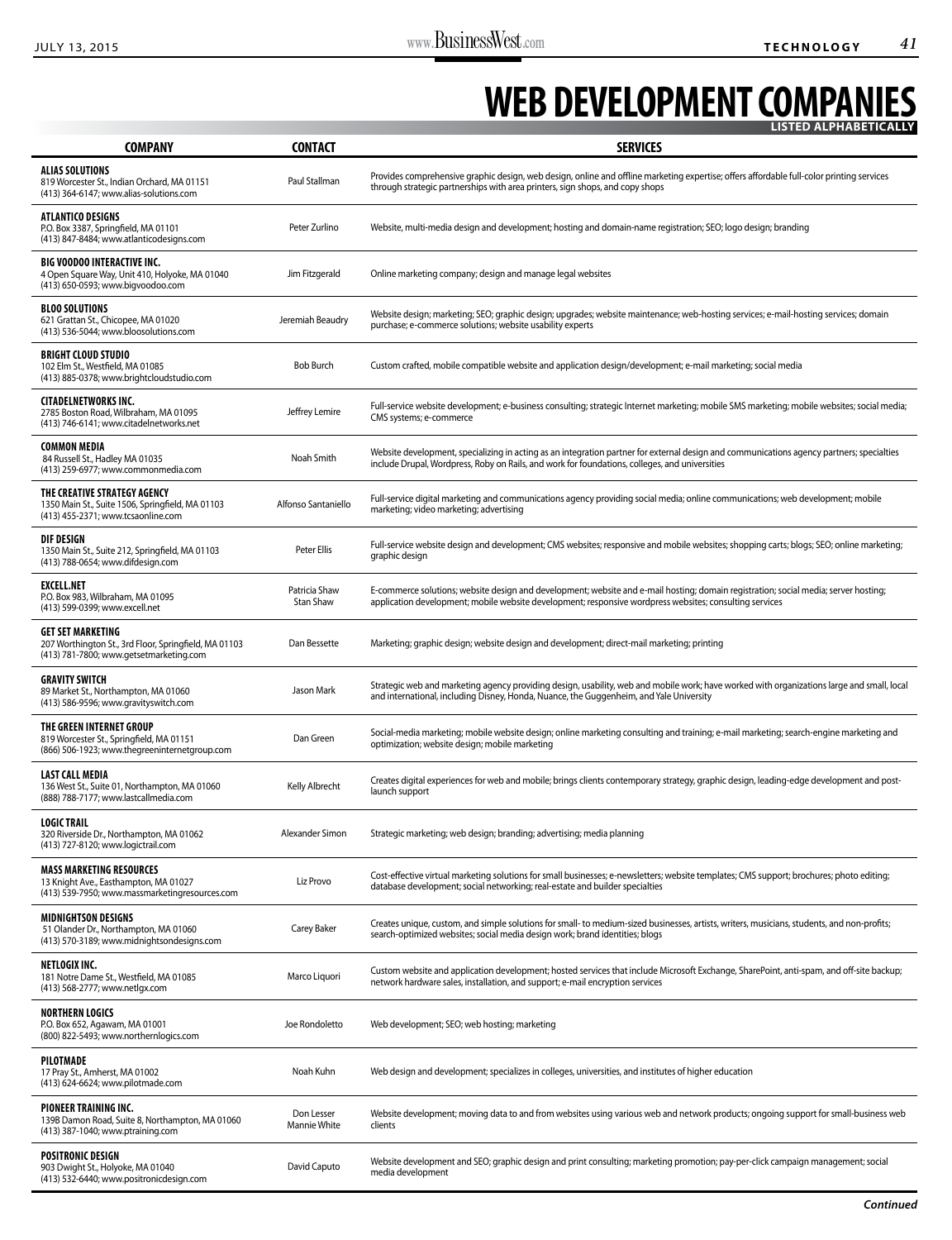# WEB DEVELOPMENT COMPANIES

**LISTED ALPHABETICALLY**

| COMPANY | CONTACT | SERVICES |
|---|---|---|
| **ALIAS SOLUTIONS**<br>819 Worcester St., Indian Orchard, MA 01151<br>(413) 364-6147; www.alias-solutions.com | Paul Stallman | Provides comprehensive graphic design, web design, online and offline marketing expertise; offers affordable full-color printing services through strategic partnerships with area printers, sign shops, and copy shops |
| **ATLANTICO DESIGNS**<br>P.O. Box 3387, Springfield, MA 01101<br>(413) 847-8484; www.atlanticodesigns.com | Peter Zurlino | Website, multi-media design and development; hosting and domain-name registration; SEO; logo design; branding |
| **BIG VOODOO INTERACTIVE INC.**<br>4 Open Square Way, Unit 410, Holyoke, MA 01040<br>(413) 650-0593; www.bigvoodoo.com | Jim Fitzgerald | Online marketing company; design and manage legal websites |
| **BLOO SOLUTIONS**<br>621 Grattan St., Chicopee, MA 01020<br>(413) 536-5044; www.bloosolutions.com | Jeremiah Beaudry | Website design; marketing; SEO; graphic design; upgrades; website maintenance; web-hosting services; e-mail-hosting services; domain purchase; e-commerce solutions; website usability experts |
| **BRIGHT CLOUD STUDIO**<br>102 Elm St., Westfield, MA 01085<br>(413) 885-0378; www.brightcloudstudio.com | Bob Burch | Custom crafted, mobile compatible website and application design/development; e-mail marketing; social media |
| **CITADELNETWORKS INC.**<br>2785 Boston Road, Wilbraham, MA 01095<br>(413) 746-6141; www.citadelnetworks.net | Jeffrey Lemire | Full-service website development; e-business consulting; strategic Internet marketing; mobile SMS marketing; mobile websites; social media; CMS systems; e-commerce |
| **COMMON MEDIA**<br>84 Russell St., Hadley MA 01035<br>(413) 259-6977; www.commonmedia.com | Noah Smith | Website development, specializing in acting as an integration partner for external design and communications agency partners; specialties include Drupal, Wordpress, Roby on Rails, and work for foundations, colleges, and universities |
| **THE CREATIVE STRATEGY AGENCY**<br>1350 Main St., Suite 1506, Springfield, MA 01103<br>(413) 455-2371; www.tcsaonline.com | Alfonso Santaniello | Full-service digital marketing and communications agency providing social media; online communications; web development; mobile marketing; video marketing; advertising |
| **DIF DESIGN**<br>1350 Main St., Suite 212, Springfield, MA 01103<br>(413) 788-0654; www.difdesign.com | Peter Ellis | Full-service website design and development; CMS websites; responsive and mobile websites; shopping carts; blogs; SEO; online marketing; graphic design |
| **EXCELL.NET**<br>P.O. Box 983, Wilbraham, MA 01095<br>(413) 599-0399; www.excell.net | Patricia Shaw<br>Stan Shaw | E-commerce solutions; website design and development; website and e-mail hosting; domain registration; social media; server hosting; application development; mobile website development; responsive wordpress websites; consulting services |
| **GET SET MARKETING**<br>207 Worthington St., 3rd Floor, Springfield, MA 01103<br>(413) 781-7800; www.getsetmarketing.com | Dan Bessette | Marketing; graphic design; website design and development; direct-mail marketing; printing |
| **GRAVITY SWITCH**<br>89 Market St., Northampton, MA 01060<br>(413) 586-9596; www.gravityswitch.com | Jason Mark | Strategic web and marketing agency providing design, usability, web and mobile work; have worked with organizations large and small, local and international, including Disney, Honda, Nuance, the Guggenheim, and Yale University |
| **THE GREEN INTERNET GROUP**<br>819 Worcester St., Springfield, MA 01151<br>(866) 506-1923; www.thegreeninternetgroup.com | Dan Green | Social-media marketing; mobile website design; online marketing consulting and training; e-mail marketing; search-engine marketing and optimization; website design; mobile marketing |
| **LAST CALL MEDIA**<br>136 West St., Suite 01, Northampton, MA 01060<br>(888) 788-7177; www.lastcallmedia.com | Kelly Albrecht | Creates digital experiences for web and mobile; brings clients contemporary strategy, graphic design, leading-edge development and post-launch support |
| **LOGIC TRAIL**<br>320 Riverside Dr., Northampton, MA 01062<br>(413) 727-8120; www.logictrail.com | Alexander Simon | Strategic marketing; web design; branding; advertising; media planning |
| **MASS MARKETING RESOURCES**<br>13 Knight Ave., Easthampton, MA 01027<br>(413) 539-7950; www.massmarketingresources.com | Liz Provo | Cost-effective virtual marketing solutions for small businesses; e-newsletters; website templates; CMS support; brochures; photo editing; database development; social networking; real-estate and builder specialties |
| **MIDNIGHTSON DESIGNS**<br>51 Olander Dr., Northampton, MA 01060<br>(413) 570-3189; www.midnightsondesigns.com | Carey Baker | Creates unique, custom, and simple solutions for small- to medium-sized businesses, artists, writers, musicians, students, and non-profits; search-optimized websites; social media design work; brand identities; blogs |
| **NETLOGIX INC.**<br>181 Notre Dame St., Westfield, MA 01085<br>(413) 568-2777; www.netlgx.com | Marco Liquori | Custom website and application development; hosted services that include Microsoft Exchange, SharePoint, anti-spam, and off-site backup; network hardware sales, installation, and support; e-mail encryption services |
| **NORTHERN LOGICS**<br>P.O. Box 652, Agawam, MA 01001<br>(800) 822-5493; www.northernlogics.com | Joe Rondoletto | Web development; SEO; web hosting; marketing |
| **PILOTMADE**<br>17 Pray St., Amherst, MA 01002<br>(413) 624-6624; www.pilotmade.com | Noah Kuhn | Web design and development; specializes in colleges, universities, and institutes of higher education |
| **PIONEER TRAINING INC.**<br>139B Damon Road, Suite 8, Northampton, MA 01060<br>(413) 387-1040; www.ptraining.com | Don Lesser<br>Mannie White | Website development; moving data to and from websites using various web and network products; ongoing support for small-business web clients |
| **POSITRONIC DESIGN**<br>903 Dwight St., Holyoke, MA 01040<br>(413) 532-6440; www.positronicdesign.com | David Caputo | Website development and SEO; graphic design and print consulting; marketing promotion; pay-per-click campaign management; social media development |

***Continued***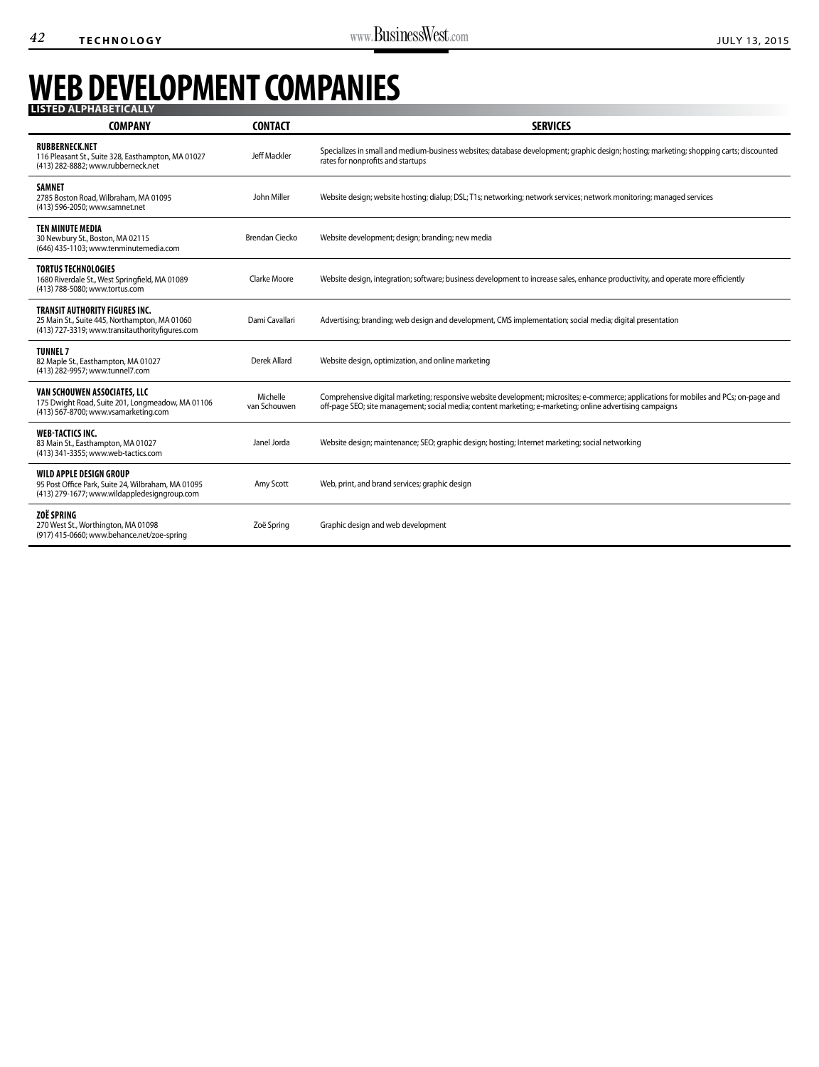# WEB DEVELOPMENT COMPANIES

**LISTED ALPHABETICALLY**

| COMPANY | CONTACT | SERVICES |
|---|---|---|
| **RUBBERNECK.NET**<br>116 Pleasant St., Suite 328, Easthampton, MA 01027<br>(413) 282-8882; www.rubberneck.net | Jeff Mackler | Specializes in small and medium-business websites; database development; graphic design; hosting; marketing; shopping carts; discounted rates for nonprofits and startups |
| **SAMNET**<br>2785 Boston Road, Wilbraham, MA 01095<br>(413) 596-2050; www.samnet.net | John Miller | Website design; website hosting; dialup; DSL; T1s; networking; network services; network monitoring; managed services |
| **TEN MINUTE MEDIA**<br>30 Newbury St., Boston, MA 02115<br>(646) 435-1103; www.tenminutemedia.com | Brendan Ciecko | Website development; design; branding; new media |
| **TORTUS TECHNOLOGIES**<br>1680 Riverdale St., West Springfield, MA 01089<br>(413) 788-5080; www.tortus.com | Clarke Moore | Website design, integration; software; business development to increase sales, enhance productivity, and operate more efficiently |
| **TRANSIT AUTHORITY FIGURES INC.**<br>25 Main St., Suite 445, Northampton, MA 01060<br>(413) 727-3319; www.transitauthorityfigures.com | Dami Cavallari | Advertising; branding; web design and development, CMS implementation; social media; digital presentation |
| **TUNNEL 7**<br>82 Maple St., Easthampton, MA 01027<br>(413) 282-9957; www.tunnel7.com | Derek Allard | Website design, optimization, and online marketing |
| **VAN SCHOUWEN ASSOCIATES, LLC**<br>175 Dwight Road, Suite 201, Longmeadow, MA 01106<br>(413) 567-8700; www.vsamarketing.com | Michelle van Schouwen | Comprehensive digital marketing; responsive website development; microsites; e-commerce; applications for mobiles and PCs; on-page and off-page SEO; site management; social media; content marketing; e-marketing; online advertising campaigns |
| **WEB-TACTICS INC.**<br>83 Main St., Easthampton, MA 01027<br>(413) 341-3355; www.web-tactics.com | Janel Jorda | Website design; maintenance; SEO; graphic design; hosting; Internet marketing; social networking |
| **WILD APPLE DESIGN GROUP**<br>95 Post Office Park, Suite 24, Wilbraham, MA 01095<br>(413) 279-1677; www.wildappledesigngroup.com | Amy Scott | Web, print, and brand services; graphic design |
| **ZOË SPRING**<br>270 West St., Worthington, MA 01098<br>(917) 415-0660; www.behance.net/zoe-spring | Zoë Spring | Graphic design and web development |